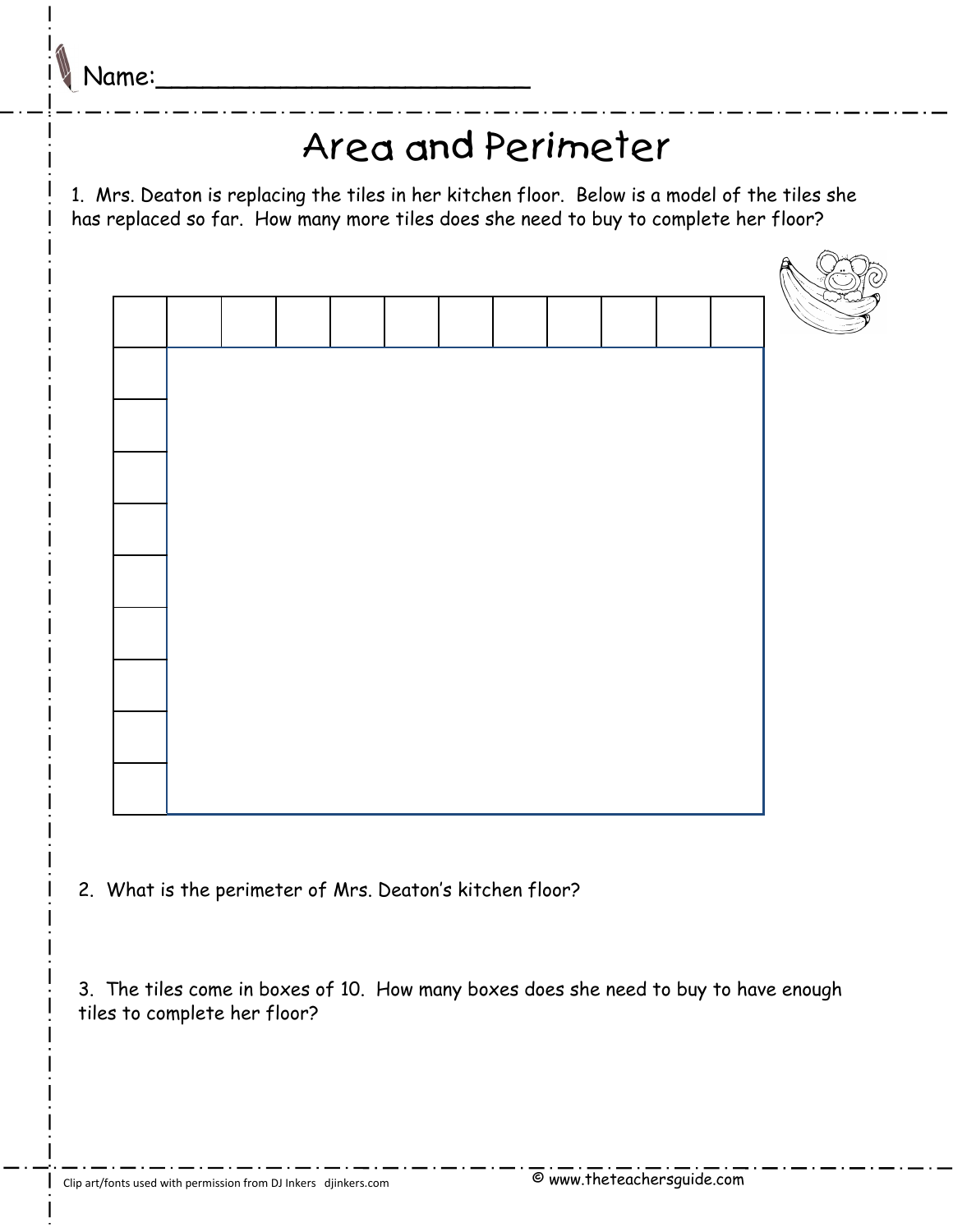Name:_________________________

# Area and Perimeter

1. Mrs. Deaton is replacing the tiles in her kitchen floor. Below is a model of the tiles she has replaced so far. How many more tiles does she need to buy to complete her floor?

2. What is the perimeter of Mrs. Deaton's kitchen floor?

3. The tiles come in boxes of 10. How many boxes does she need to buy to have enough tiles to complete her floor?

Clip art/fonts used with permission from DJ Inkers djinkers.com

© www.theteachersguide.com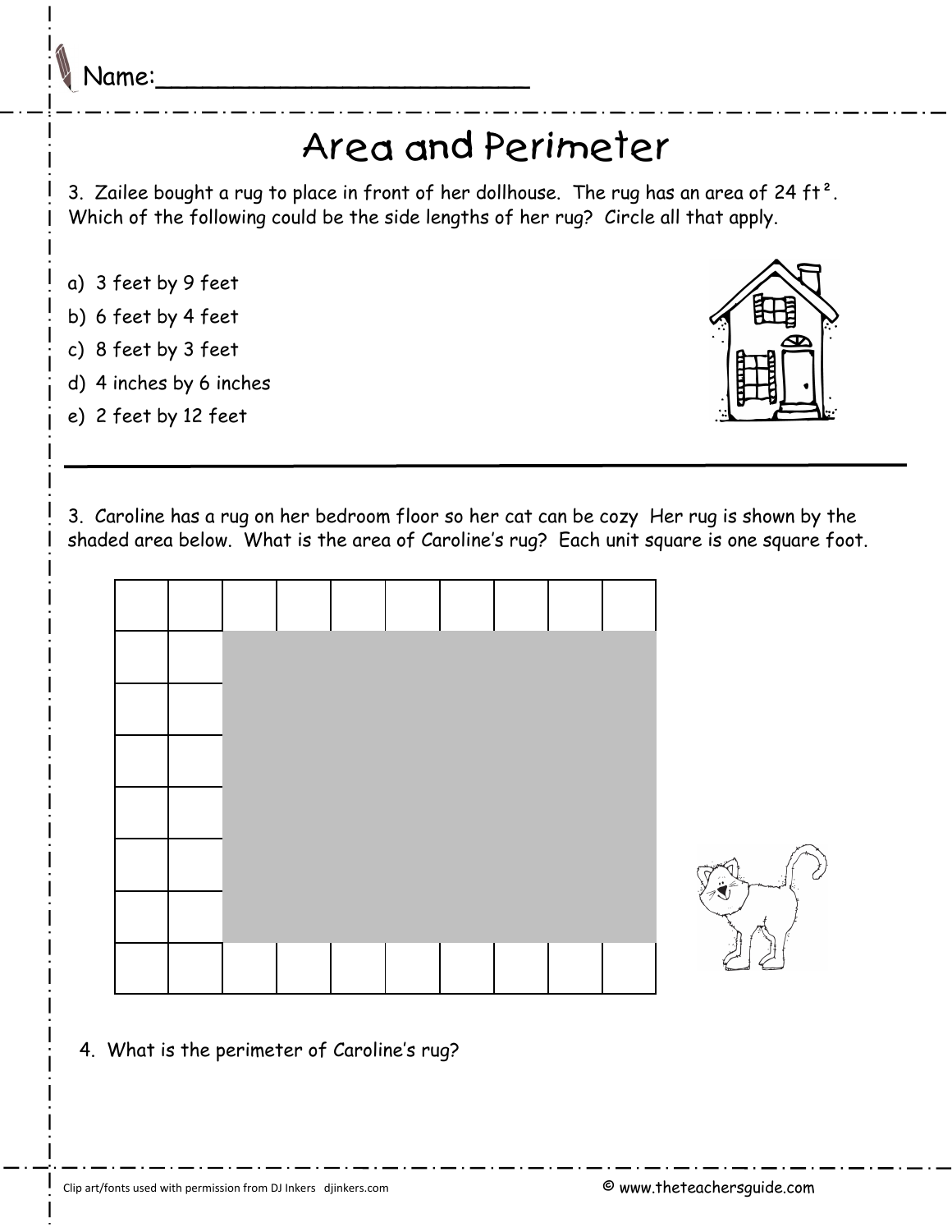Name:________________________

# Area and Perimeter

3. Zailee bought a rug to place in front of her dollhouse. The rug has an area of 24 $ft^2$. Which of the following could be the side lengths of her rug? Circle all that apply.

a) 3 feet by 9 feet

b) 6 feet by 4 feet

c) 8 feet by 3 feet

d) 4 inches by 6 inches

e) 2 feet by 12 feet

---

3. Caroline has a rug on her bedroom floor so her cat can be cozy Her rug is shown by the shaded area below. What is the area of Caroline's rug? Each unit square is one square foot.

4. What is the perimeter of Caroline's rug?

Clip art/fonts used with permission from DJ Inkers djinkers.com

© www.theteachersguide.com